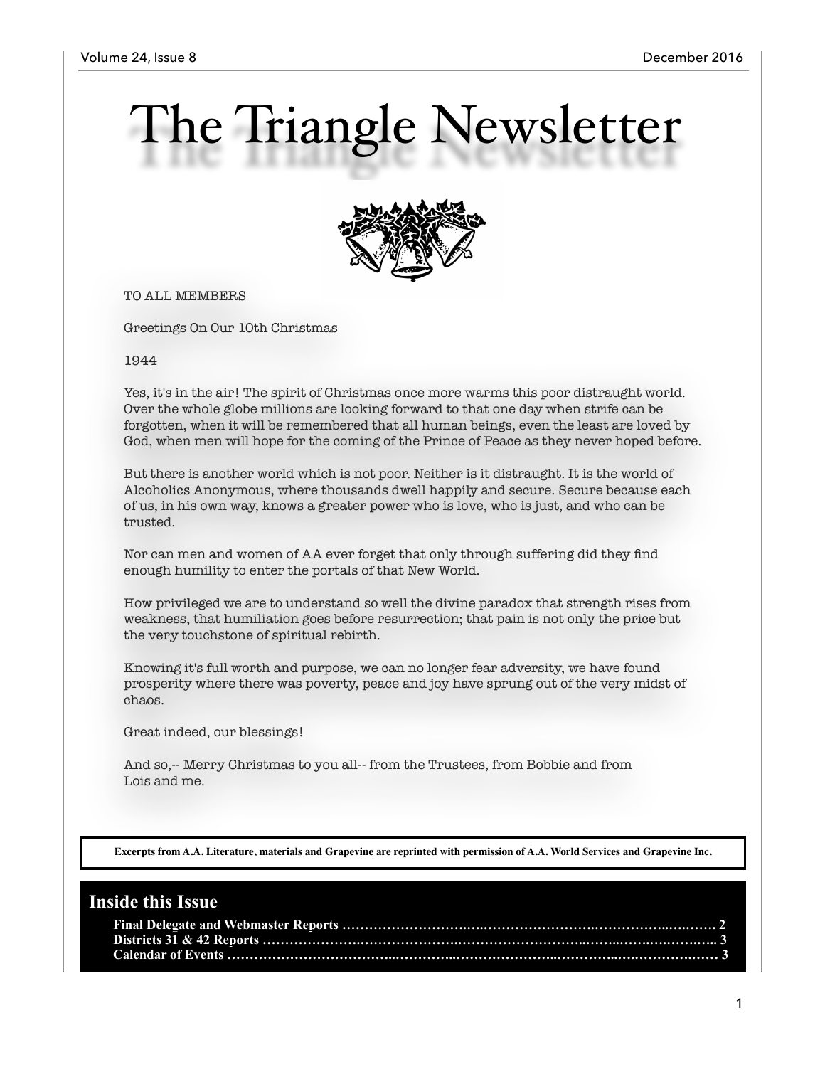# The Triangle Newsletter

TO ALL MEMBERS

Greetings On Our 10th Christmas

1944

Yes, it's in the air! The spirit of Christmas once more warms this poor distraught world. Over the whole globe millions are looking forward to that one day when strife can be forgotten, when it will be remembered that all human beings, even the least are loved by God, when men will hope for the coming of the Prince of Peace as they never hoped before.

But there is another world which is not poor. Neither is it distraught. It is the world of Alcoholics Anonymous, where thousands dwell happily and secure. Secure because each of us, in his own way, knows a greater power who is love, who is just, and who can be trusted.

Nor can men and women of AA ever forget that only through suffering did they find enough humility to enter the portals of that New World.

How privileged we are to understand so well the divine paradox that strength rises from weakness, that humiliation goes before resurrection; that pain is not only the price but the very touchstone of spiritual rebirth.

Knowing it's full worth and purpose, we can no longer fear adversity, we have found prosperity where there was poverty, peace and joy have sprung out of the very midst of chaos.

Great indeed, our blessings!

And so,-- Merry Christmas to you all-- from the Trustees, from Bobbie and from Lois and me.

**Excerpts from A.A. Literature, materials and Grapevine are reprinted with permission of A.A. World Services and Grapevine Inc.**

## Inside this Issue

**Final Delegate and Webmaster Reports ……………………………………………………… 2**
**Districts 31 & 42 Reports ……………………………………………………………………… 3**
**Calendar of Events ……………………………………………………………………………… 3**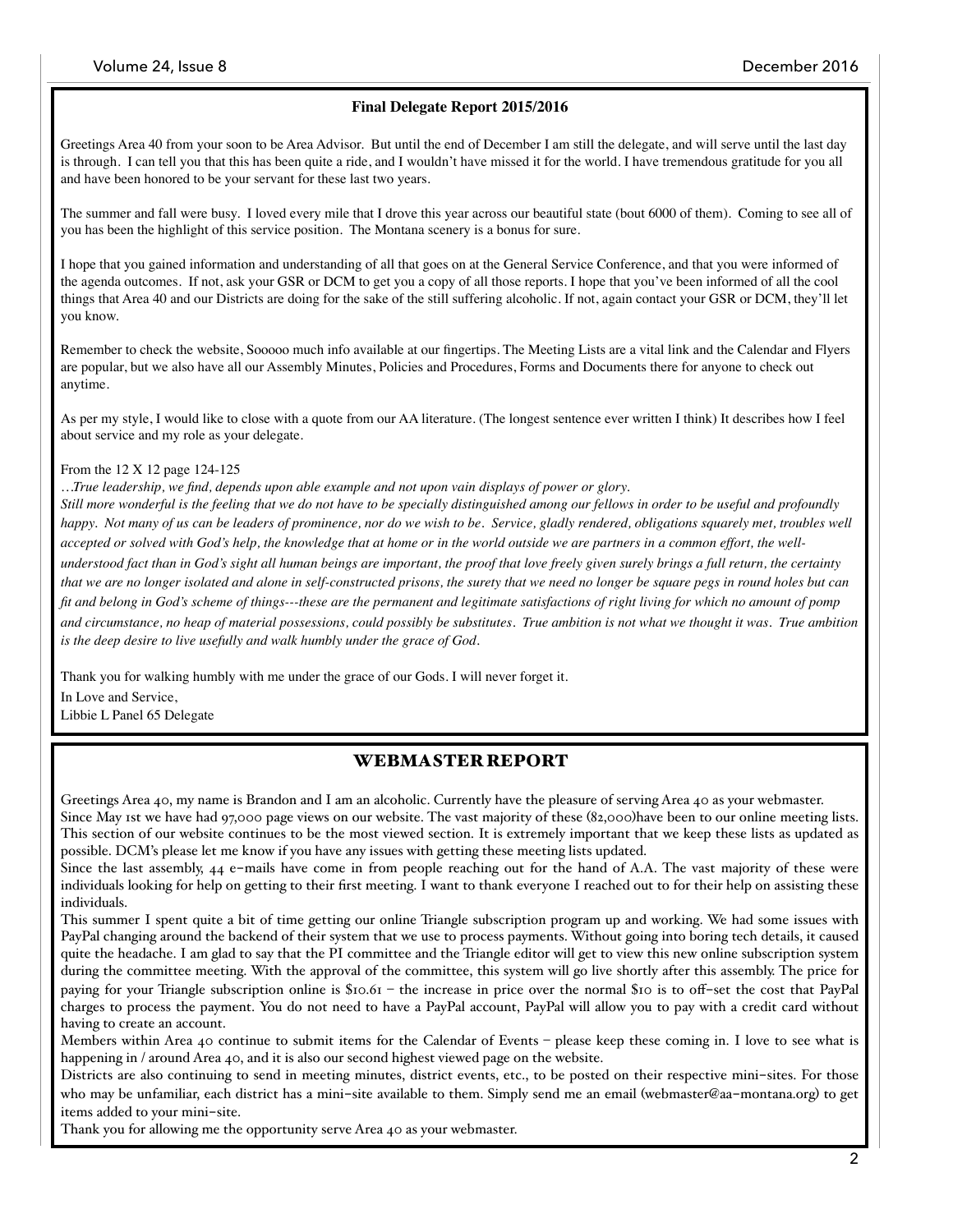## Final Delegate Report 2015/2016

Greetings Area 40 from your soon to be Area Advisor. But until the end of December I am still the delegate, and will serve until the last day is through. I can tell you that this has been quite a ride, and I wouldn't have missed it for the world. I have tremendous gratitude for you all and have been honored to be your servant for these last two years.

The summer and fall were busy. I loved every mile that I drove this year across our beautiful state (bout 6000 of them). Coming to see all of you has been the highlight of this service position. The Montana scenery is a bonus for sure.

I hope that you gained information and understanding of all that goes on at the General Service Conference, and that you were informed of the agenda outcomes. If not, ask your GSR or DCM to get you a copy of all those reports. I hope that you've been informed of all the cool things that Area 40 and our Districts are doing for the sake of the still suffering alcoholic. If not, again contact your GSR or DCM, they'll let you know.

Remember to check the website, Sooooo much info available at our fingertips. The Meeting Lists are a vital link and the Calendar and Flyers are popular, but we also have all our Assembly Minutes, Policies and Procedures, Forms and Documents there for anyone to check out anytime.

As per my style, I would like to close with a quote from our AA literature. (The longest sentence ever written I think) It describes how I feel about service and my role as your delegate.

From the 12 X 12 page 124-125

*…True leadership, we find, depends upon able example and not upon vain displays of power or glory.*

*Still more wonderful is the feeling that we do not have to be specially distinguished among our fellows in order to be useful and profoundly happy. Not many of us can be leaders of prominence, nor do we wish to be. Service, gladly rendered, obligations squarely met, troubles well accepted or solved with God's help, the knowledge that at home or in the world outside we are partners in a common effort, the well-understood fact than in God's sight all human beings are important, the proof that love freely given surely brings a full return, the certainty that we are no longer isolated and alone in self-constructed prisons, the surety that we need no longer be square pegs in round holes but can fit and belong in God's scheme of things---these are the permanent and legitimate satisfactions of right living for which no amount of pomp and circumstance, no heap of material possessions, could possibly be substitutes. True ambition is not what we thought it was. True ambition is the deep desire to live usefully and walk humbly under the grace of God.*

Thank you for walking humbly with me under the grace of our Gods. I will never forget it.

In Love and Service,

Libbie L Panel 65 Delegate

## WEBMASTER REPORT

Greetings Area 40, my name is Brandon and I am an alcoholic. Currently have the pleasure of serving Area 40 as your webmaster.

Since May 1st we have had 97,000 page views on our website. The vast majority of these (82,000)have been to our online meeting lists. This section of our website continues to be the most viewed section. It is extremely important that we keep these lists as updated as possible. DCM's please let me know if you have any issues with getting these meeting lists updated.

Since the last assembly, 44 e-mails have come in from people reaching out for the hand of A.A. The vast majority of these were individuals looking for help on getting to their first meeting. I want to thank everyone I reached out to for their help on assisting these individuals.

This summer I spent quite a bit of time getting our online Triangle subscription program up and working. We had some issues with PayPal changing around the backend of their system that we use to process payments. Without going into boring tech details, it caused quite the headache. I am glad to say that the PI committee and the Triangle editor will get to view this new online subscription system during the committee meeting. With the approval of the committee, this system will go live shortly after this assembly. The price for paying for your Triangle subscription online is $10.61 – the increase in price over the normal $10 is to off-set the cost that PayPal charges to process the payment. You do not need to have a PayPal account, PayPal will allow you to pay with a credit card without having to create an account.

Members within Area 40 continue to submit items for the Calendar of Events – please keep these coming in. I love to see what is happening in / around Area 40, and it is also our second highest viewed page on the website.

Districts are also continuing to send in meeting minutes, district events, etc., to be posted on their respective mini-sites. For those who may be unfamiliar, each district has a mini-site available to them. Simply send me an email (webmaster@aa-montana.org) to get items added to your mini-site.

Thank you for allowing me the opportunity serve Area 40 as your webmaster.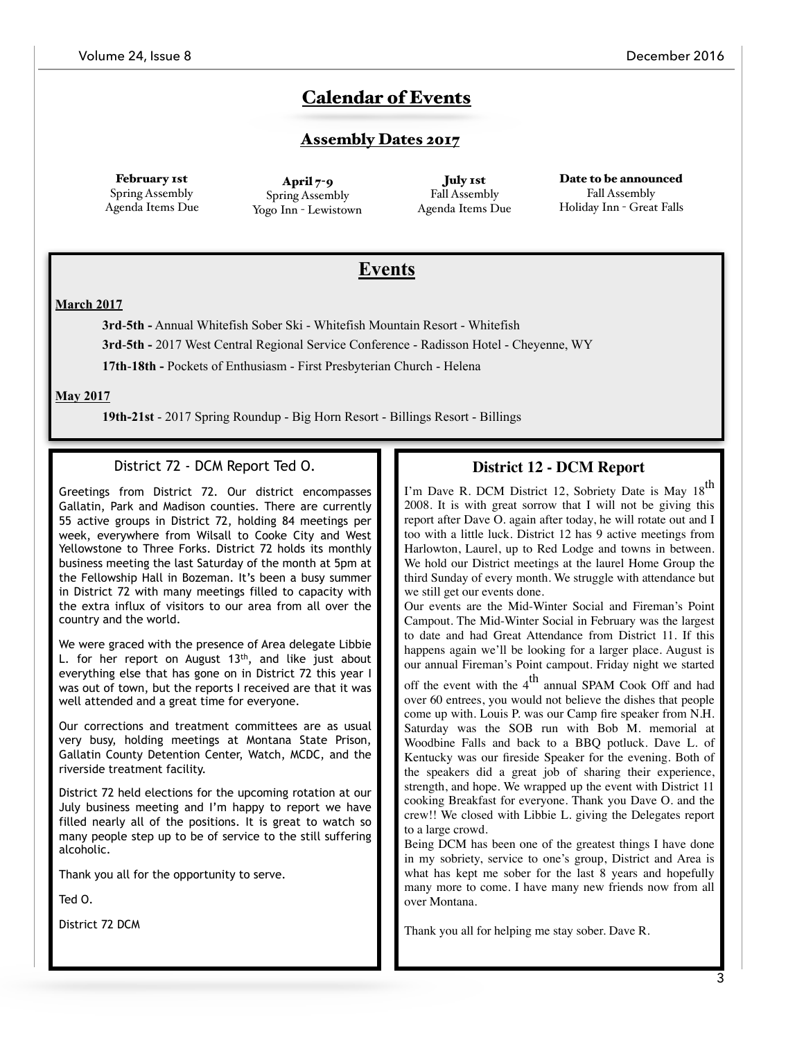# Calendar of Events

## Assembly Dates 2017

| February 1st | April 7-9 | July 1st | Date to be announced |
|---|---|---|---|
| Spring Assembly | Spring Assembly | Fall Assembly | Fall Assembly |
| Agenda Items Due | Yogo Inn - Lewistown | Agenda Items Due | Holiday Inn - Great Falls |

## Events

**March 2017**

**3rd-5th -** Annual Whitefish Sober Ski - Whitefish Mountain Resort - Whitefish

**3rd-5th -** 2017 West Central Regional Service Conference - Radisson Hotel - Cheyenne, WY

**17th-18th -** Pockets of Enthusiasm - First Presbyterian Church - Helena

**May 2017**

**19th-21st** - 2017 Spring Roundup - Big Horn Resort - Billings Resort - Billings

### District 72 - DCM Report Ted O.

Greetings from District 72. Our district encompasses Gallatin, Park and Madison counties. There are currently 55 active groups in District 72, holding 84 meetings per week, everywhere from Wilsall to Cooke City and West Yellowstone to Three Forks. District 72 holds its monthly business meeting the last Saturday of the month at 5pm at the Fellowship Hall in Bozeman. It's been a busy summer in District 72 with many meetings filled to capacity with the extra influx of visitors to our area from all over the country and the world.

We were graced with the presence of Area delegate Libbie L. for her report on August 13th, and like just about everything else that has gone on in District 72 this year I was out of town, but the reports I received are that it was well attended and a great time for everyone.

Our corrections and treatment committees are as usual very busy, holding meetings at Montana State Prison, Gallatin County Detention Center, Watch, MCDC, and the riverside treatment facility.

District 72 held elections for the upcoming rotation at our July business meeting and I'm happy to report we have filled nearly all of the positions. It is great to watch so many people step up to be of service to the still suffering alcoholic.

Thank you all for the opportunity to serve.

Ted O.

District 72 DCM

### District 12 - DCM Report

I'm Dave R. DCM District 12, Sobriety Date is May 18th 2008. It is with great sorrow that I will not be giving this report after Dave O. again after today, he will rotate out and I too with a little luck. District 12 has 9 active meetings from Harlowton, Laurel, up to Red Lodge and towns in between. We hold our District meetings at the laurel Home Group the third Sunday of every month. We struggle with attendance but we still get our events done.

Our events are the Mid-Winter Social and Fireman's Point Campout. The Mid-Winter Social in February was the largest to date and had Great Attendance from District 11. If this happens again we'll be looking for a larger place. August is our annual Fireman's Point campout. Friday night we started off the event with the 4th annual SPAM Cook Off and had over 60 entrees, you would not believe the dishes that people come up with. Louis P. was our Camp fire speaker from N.H. Saturday was the SOB run with Bob M. memorial at Woodbine Falls and back to a BBQ potluck. Dave L. of Kentucky was our fireside Speaker for the evening. Both of the speakers did a great job of sharing their experience, strength, and hope. We wrapped up the event with District 11 cooking Breakfast for everyone. Thank you Dave O. and the crew!! We closed with Libbie L. giving the Delegates report to a large crowd.

Being DCM has been one of the greatest things I have done in my sobriety, service to one's group, District and Area is what has kept me sober for the last 8 years and hopefully many more to come. I have many new friends now from all over Montana.

Thank you all for helping me stay sober. Dave R.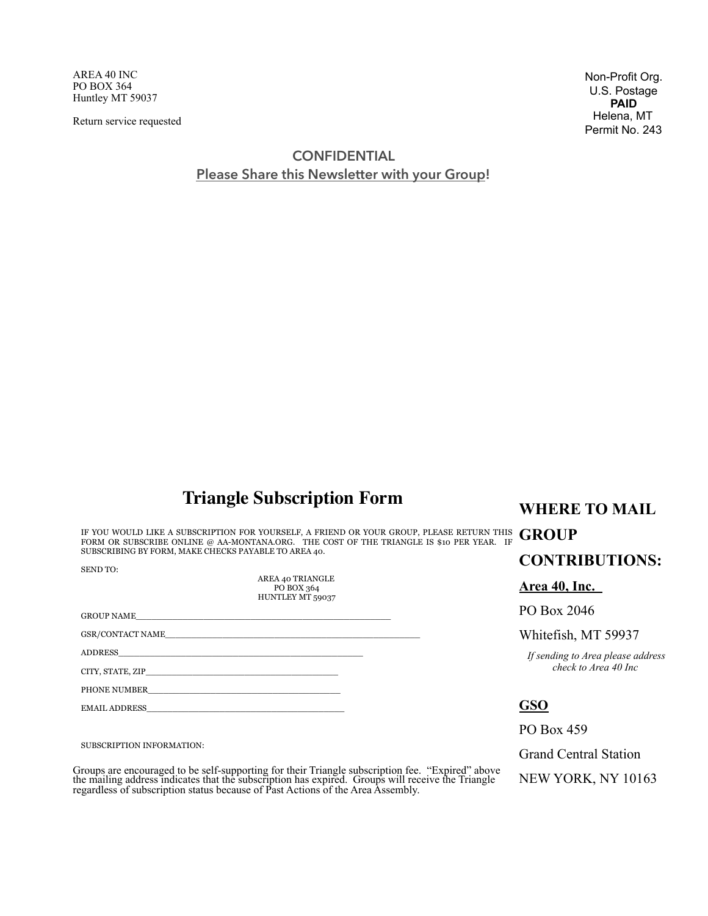AREA 40 INC
PO BOX 364
Huntley MT 59037

Return service requested

Non-Profit Org.
U.S. Postage
**PAID**
Helena, MT
Permit No. 243

**CONFIDENTIAL**

**Please Share this Newsletter with your Group!**

# Triangle Subscription Form

IF YOU WOULD LIKE A SUBSCRIPTION FOR YOURSELF, A FRIEND OR YOUR GROUP, PLEASE RETURN THIS FORM OR SUBSCRIBE ONLINE @ AA-MONTANA.ORG. THE COST OF THE TRIANGLE IS $10 PER YEAR. IF SUBSCRIBING BY FORM, MAKE CHECKS PAYABLE TO AREA 40.

SEND TO:

AREA 40 TRIANGLE
PO BOX 364
HUNTLEY MT 59037

GROUP NAME_______________________________________________

GSR/CONTACT NAME_______________________________________________

ADDRESS_______________________________________________

CITY, STATE, ZIP_______________________________________________

PHONE NUMBER_______________________________________________

EMAIL ADDRESS_______________________________________________

SUBSCRIPTION INFORMATION:

Groups are encouraged to be self-supporting for their Triangle subscription fee. "Expired" above the mailing address indicates that the subscription has expired. Groups will receive the Triangle regardless of subscription status because of Past Actions of the Area Assembly.

## WHERE TO MAIL GROUP CONTRIBUTIONS:

**Area 40, Inc.**

PO Box 2046

Whitefish, MT 59937

*If sending to Area please address check to Area 40 Inc*

**GSO**

PO Box 459

Grand Central Station

NEW YORK, NY 10163